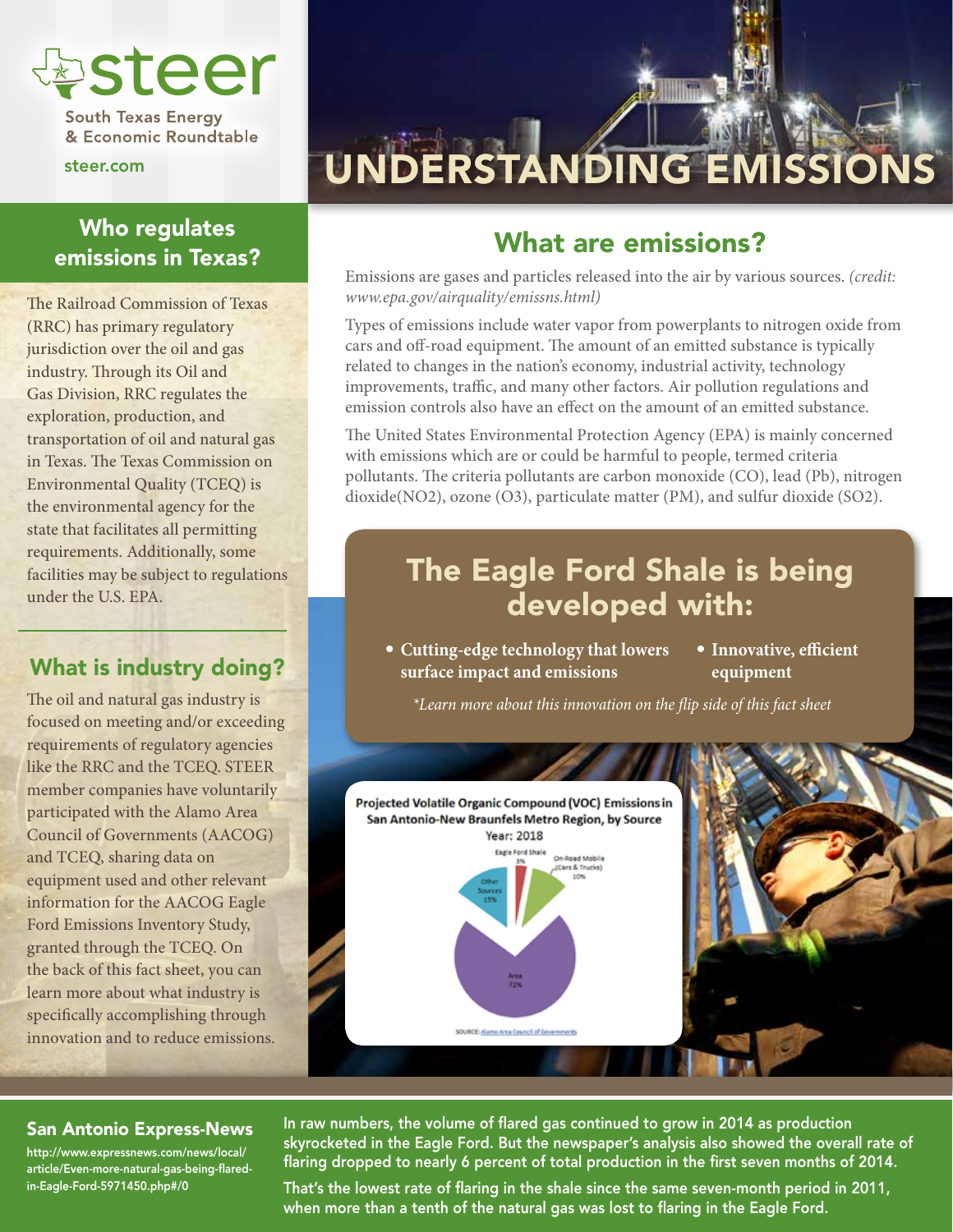# steer

South Texas Energy & Economic Roundtable

steer.com

# UNDERSTANDING EMISSIONS

## Who regulates emissions in Texas?

The Railroad Commission of Texas (RRC) has primary regulatory jurisdiction over the oil and gas industry. Through its Oil and Gas Division, RRC regulates the exploration, production, and transportation of oil and natural gas in Texas. The Texas Commission on Environmental Quality (TCEQ) is the environmental agency for the state that facilitates all permitting requirements. Additionally, some facilities may be subject to regulations under the U.S. EPA.

## What is industry doing?

The oil and natural gas industry is focused on meeting and/or exceeding requirements of regulatory agencies like the RRC and the TCEQ. STEER member companies have voluntarily participated with the Alamo Area Council of Governments (AACOG) and TCEQ, sharing data on equipment used and other relevant information for the AACOG Eagle Ford Emissions Inventory Study, granted through the TCEQ. On the back of this fact sheet, you can learn more about what industry is specifically accomplishing through innovation and to reduce emissions.

## What are emissions?

Emissions are gases and particles released into the air by various sources. *(credit: www.epa.gov/airquality/emissns.html)*

Types of emissions include water vapor from powerplants to nitrogen oxide from cars and off-road equipment. The amount of an emitted substance is typically related to changes in the nation's economy, industrial activity, technology improvements, traffic, and many other factors. Air pollution regulations and emission controls also have an effect on the amount of an emitted substance.

The United States Environmental Protection Agency (EPA) is mainly concerned with emissions which are or could be harmful to people, termed criteria pollutants. The criteria pollutants are carbon monoxide (CO), lead (Pb), nitrogen dioxide($NO_2$), ozone ($O_3$), particulate matter (PM), and sulfur dioxide ($SO_2$).

## The Eagle Ford Shale is being developed with:

- **Cutting-edge technology that lowers surface impact and emissions**
- **Innovative, efficient equipment**

*\*Learn more about this innovation on the flip side of this fact sheet*

**Projected Volatile Organic Compound (VOC) Emissions in San Antonio-New Braunfels Metro Region, by Source**
**Year: 2018**

| Source | Share |
|---|---|
| Eagle Ford Shale | 3% |
| On-Road Mobile (Cars & Trucks) | 10% |
| Other Sources | 15% |
| Area | 72% |

SOURCE: Alamo Area Council of Governments

### San Antonio Express-News

http://www.expressnews.com/news/local/article/Even-more-natural-gas-being-flared-in-Eagle-Ford-5971450.php#/0

In raw numbers, the volume of flared gas continued to grow in 2014 as production skyrocketed in the Eagle Ford. But the newspaper's analysis also showed the overall rate of flaring dropped to nearly 6 percent of total production in the first seven months of 2014.

That's the lowest rate of flaring in the shale since the same seven-month period in 2011, when more than a tenth of the natural gas was lost to flaring in the Eagle Ford.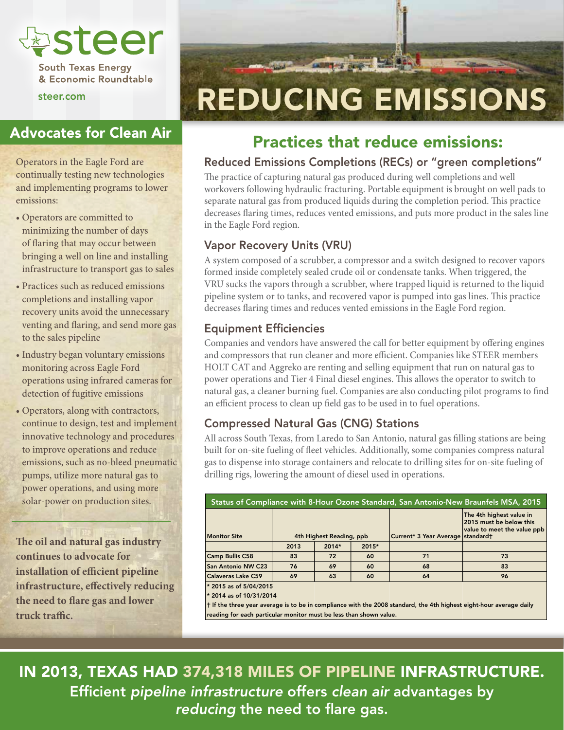steer

South Texas Energy & Economic Roundtable

steer.com

# REDUCING EMISSIONS

## Advocates for Clean Air

Operators in the Eagle Ford are continually testing new technologies and implementing programs to lower emissions:

- Operators are committed to minimizing the number of days of flaring that may occur between bringing a well on line and installing infrastructure to transport gas to sales
- Practices such as reduced emissions completions and installing vapor recovery units avoid the unnecessary venting and flaring, and send more gas to the sales pipeline
- Industry began voluntary emissions monitoring across Eagle Ford operations using infrared cameras for detection of fugitive emissions
- Operators, along with contractors, continue to design, test and implement innovative technology and procedures to improve operations and reduce emissions, such as no-bleed pneumatic pumps, utilize more natural gas to power operations, and using more solar-power on production sites.

**The oil and natural gas industry continues to advocate for installation of efficient pipeline infrastructure, effectively reducing the need to flare gas and lower truck traffic.**

## Practices that reduce emissions:

### Reduced Emissions Completions (RECs) or "green completions"

The practice of capturing natural gas produced during well completions and well workovers following hydraulic fracturing. Portable equipment is brought on well pads to separate natural gas from produced liquids during the completion period. This practice decreases flaring times, reduces vented emissions, and puts more product in the sales line in the Eagle Ford region.

### Vapor Recovery Units (VRU)

A system composed of a scrubber, a compressor and a switch designed to recover vapors formed inside completely sealed crude oil or condensate tanks. When triggered, the VRU sucks the vapors through a scrubber, where trapped liquid is returned to the liquid pipeline system or to tanks, and recovered vapor is pumped into gas lines. This practice decreases flaring times and reduces vented emissions in the Eagle Ford region.

### Equipment Efficiencies

Companies and vendors have answered the call for better equipment by offering engines and compressors that run cleaner and more efficient. Companies like STEER members HOLT CAT and Aggreko are renting and selling equipment that run on natural gas to power operations and Tier 4 Final diesel engines. This allows the operator to switch to natural gas, a cleaner burning fuel. Companies are also conducting pilot programs to find an efficient process to clean up field gas to be used in to fuel operations.

### Compressed Natural Gas (CNG) Stations

All across South Texas, from Laredo to San Antonio, natural gas filling stations are being built for on-site fueling of fleet vehicles. Additionally, some companies compress natural gas to dispense into storage containers and relocate to drilling sites for on-site fueling of drilling rigs, lowering the amount of diesel used in operations.

**Status of Compliance with 8-Hour Ozone Standard, San Antonio-New Braunfels MSA, 2015**

| Monitor Site | 4th Highest Reading, ppb | | | Current* 3 Year Average | The 4th highest value in 2015 must be below this value to meet the value ppb standard† |
|---|---|---|---|---|---|
| | 2013 | 2014* | 2015* | | |
| Camp Bullis C58 | 83 | 72 | 60 | 71 | 73 |
| San Antonio NW C23 | 76 | 69 | 60 | 68 | 83 |
| Calaveras Lake C59 | 69 | 63 | 60 | 64 | 96 |

\* 2015 as of 5/04/2015

\* 2014 as of 10/31/2014

† If the three year average is to be in compliance with the 2008 standard, the 4th highest eight-hour average daily reading for each particular monitor must be less than shown value.

**IN 2013, TEXAS HAD 374,318 MILES OF PIPELINE INFRASTRUCTURE.**

**Efficient *pipeline infrastructure* offers *clean air* advantages by *reducing* the need to flare gas.**